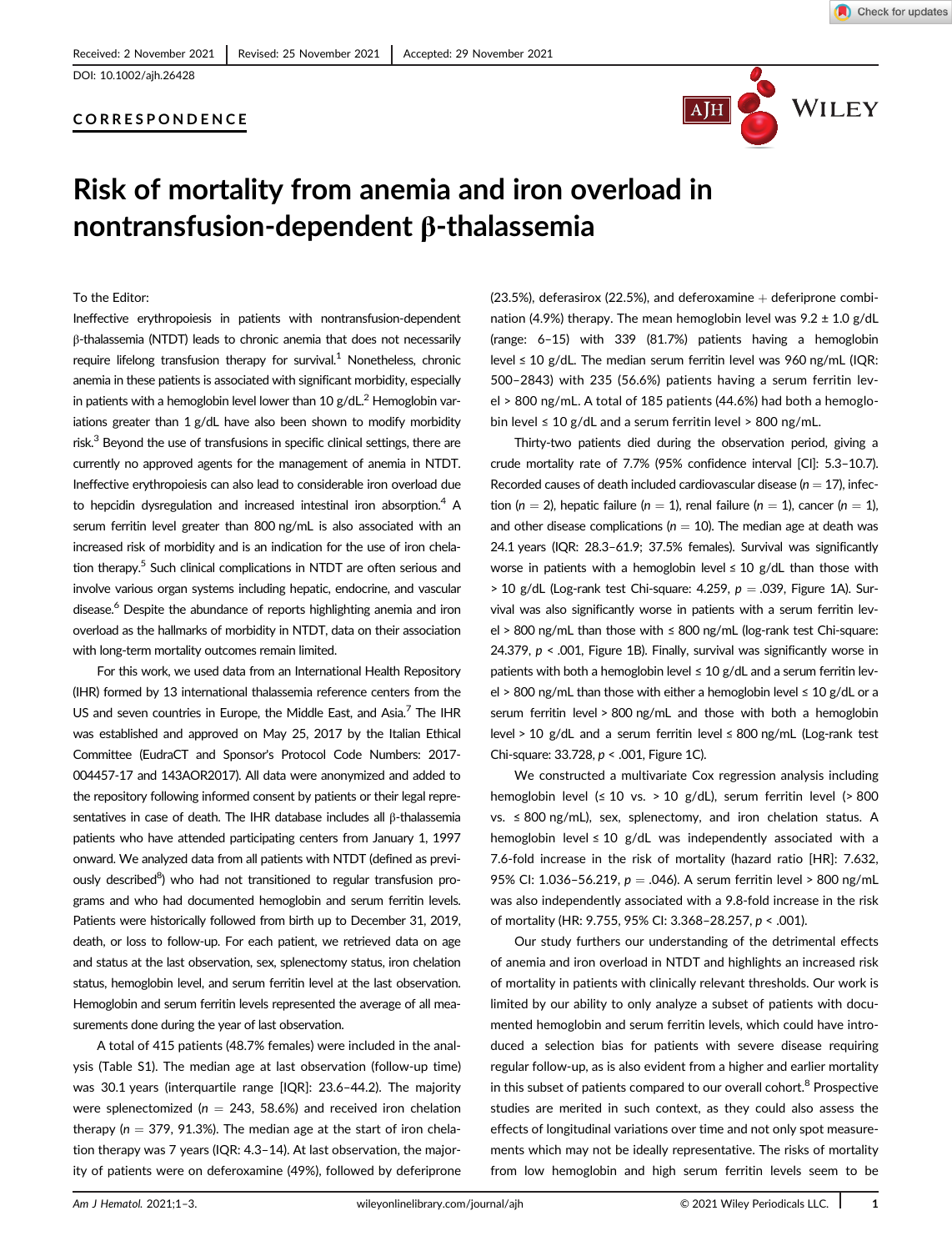Received: 2 November 2021 | Revised: 25 November 2021 | Accepted: 29 November 2021

DOI: 10.1002/ajh.26428

CORRESPONDENCE

# Risk of mortality from anemia and iron overload in nontransfusion-dependent β-thalassemia

To the Editor:

Ineffective erythropoiesis in patients with nontransfusion-dependent β-thalassemia (NTDT) leads to chronic anemia that does not necessarily require lifelong transfusion therapy for survival.[1] Nonetheless, chronic anemia in these patients is associated with significant morbidity, especially in patients with a hemoglobin level lower than 10 g/dL.[2] Hemoglobin variations greater than 1 g/dL have also been shown to modify morbidity risk.[3] Beyond the use of transfusions in specific clinical settings, there are currently no approved agents for the management of anemia in NTDT. Ineffective erythropoiesis can also lead to considerable iron overload due to hepcidin dysregulation and increased intestinal iron absorption.[4] A serum ferritin level greater than 800 ng/mL is also associated with an increased risk of morbidity and is an indication for the use of iron chelation therapy.[5] Such clinical complications in NTDT are often serious and involve various organ systems including hepatic, endocrine, and vascular disease.[6] Despite the abundance of reports highlighting anemia and iron overload as the hallmarks of morbidity in NTDT, data on their association with long-term mortality outcomes remain limited.

For this work, we used data from an International Health Repository (IHR) formed by 13 international thalassemia reference centers from the US and seven countries in Europe, the Middle East, and Asia.[7] The IHR was established and approved on May 25, 2017 by the Italian Ethical Committee (EudraCT and Sponsor's Protocol Code Numbers: 2017-004457-17 and 143AOR2017). All data were anonymized and added to the repository following informed consent by patients or their legal representatives in case of death. The IHR database includes all β-thalassemia patients who have attended participating centers from January 1, 1997 onward. We analyzed data from all patients with NTDT (defined as previously described[8]) who had not transitioned to regular transfusion programs and who had documented hemoglobin and serum ferritin levels. Patients were historically followed from birth up to December 31, 2019, death, or loss to follow-up. For each patient, we retrieved data on age and status at the last observation, sex, splenectomy status, iron chelation status, hemoglobin level, and serum ferritin level at the last observation. Hemoglobin and serum ferritin levels represented the average of all measurements done during the year of last observation.

A total of 415 patients (48.7% females) were included in the analysis (Table S1). The median age at last observation (follow-up time) was 30.1 years (interquartile range [IQR]: 23.6–44.2). The majority were splenectomized ($n = 243$, 58.6%) and received iron chelation therapy ($n = 379$, 91.3%). The median age at the start of iron chelation therapy was 7 years (IQR: 4.3–14). At last observation, the majority of patients were on deferoxamine (49%), followed by deferiprone (23.5%), deferasirox (22.5%), and deferoxamine + deferiprone combination (4.9%) therapy. The mean hemoglobin level was 9.2 ± 1.0 g/dL (range: 6–15) with 339 (81.7%) patients having a hemoglobin level ≤ 10 g/dL. The median serum ferritin level was 960 ng/mL (IQR: 500–2843) with 235 (56.6%) patients having a serum ferritin level > 800 ng/mL. A total of 185 patients (44.6%) had both a hemoglobin level ≤ 10 g/dL and a serum ferritin level > 800 ng/mL.

Thirty-two patients died during the observation period, giving a crude mortality rate of 7.7% (95% confidence interval [CI]: 5.3–10.7). Recorded causes of death included cardiovascular disease ($n = 17$), infection ($n = 2$), hepatic failure ($n = 1$), renal failure ($n = 1$), cancer ($n = 1$), and other disease complications ($n = 10$). The median age at death was 24.1 years (IQR: 28.3–61.9; 37.5% females). Survival was significantly worse in patients with a hemoglobin level ≤ 10 g/dL than those with > 10 g/dL (Log-rank test Chi-square: 4.259, $p = .039$, Figure 1A). Survival was also significantly worse in patients with a serum ferritin level > 800 ng/mL than those with ≤ 800 ng/mL (log-rank test Chi-square: 24.379, $p < .001$, Figure 1B). Finally, survival was significantly worse in patients with both a hemoglobin level ≤ 10 g/dL and a serum ferritin level > 800 ng/mL than those with either a hemoglobin level ≤ 10 g/dL or a serum ferritin level > 800 ng/mL and those with both a hemoglobin level > 10 g/dL and a serum ferritin level ≤ 800 ng/mL (Log-rank test Chi-square: 33.728, $p < .001$, Figure 1C).

We constructed a multivariate Cox regression analysis including hemoglobin level (≤ 10 vs. > 10 g/dL), serum ferritin level (> 800 vs. ≤ 800 ng/mL), sex, splenectomy, and iron chelation status. A hemoglobin level ≤ 10 g/dL was independently associated with a 7.6-fold increase in the risk of mortality (hazard ratio [HR]: 7.632, 95% CI: 1.036–56.219, $p = .046$). A serum ferritin level > 800 ng/mL was also independently associated with a 9.8-fold increase in the risk of mortality (HR: 9.755, 95% CI: 3.368–28.257, $p < .001$).

Our study furthers our understanding of the detrimental effects of anemia and iron overload in NTDT and highlights an increased risk of mortality in patients with clinically relevant thresholds. Our work is limited by our ability to only analyze a subset of patients with documented hemoglobin and serum ferritin levels, which could have introduced a selection bias for patients with severe disease requiring regular follow-up, as is also evident from a higher and earlier mortality in this subset of patients compared to our overall cohort.[8] Prospective studies are merited in such context, as they could also assess the effects of longitudinal variations over time and not only spot measurements which may not be ideally representative. The risks of mortality from low hemoglobin and high serum ferritin levels seem to be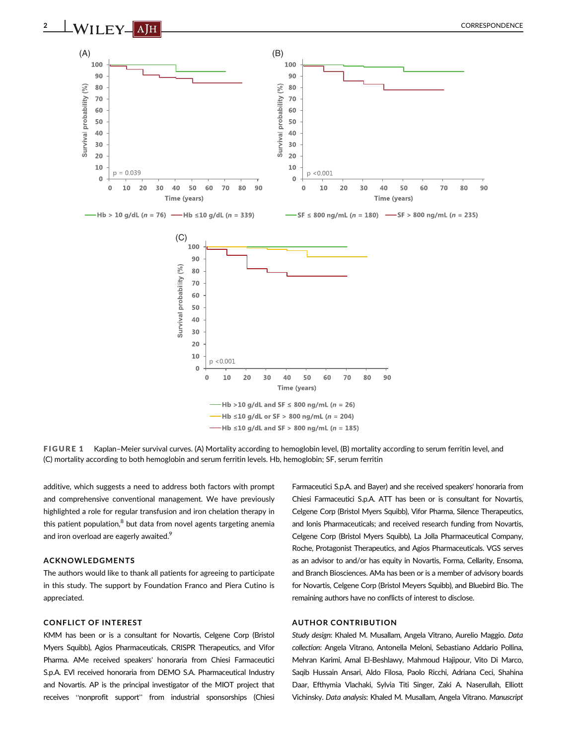FIGURE 1 Kaplan–Meier survival curves. (A) Mortality according to hemoglobin level, (B) mortality according to serum ferritin level, and (C) mortality according to both hemoglobin and serum ferritin levels. Hb, hemoglobin; SF, serum ferritin

additive, which suggests a need to address both factors with prompt and comprehensive conventional management. We have previously highlighted a role for regular transfusion and iron chelation therapy in this patient population,[8] but data from novel agents targeting anemia and iron overload are eagerly awaited.[9]

## ACKNOWLEDGMENTS

The authors would like to thank all patients for agreeing to participate in this study. The support by Foundation Franco and Piera Cutino is appreciated.

## CONFLICT OF INTEREST

KMM has been or is a consultant for Novartis, Celgene Corp (Bristol Myers Squibb), Agios Pharmaceuticals, CRISPR Therapeutics, and Vifor Pharma. AMe received speakers' honoraria from Chiesi Farmaceutici S.p.A. EVl received honoraria from DEMO S.A. Pharmaceutical Industry and Novartis. AP is the principal investigator of the MIOT project that receives "nonprofit support" from industrial sponsorships (Chiesi Farmaceutici S.p.A. and Bayer) and she received speakers' honoraria from Chiesi Farmaceutici S.p.A. ATT has been or is consultant for Novartis, Celgene Corp (Bristol Myers Squibb), Vifor Pharma, Silence Therapeutics, and Ionis Pharmaceuticals; and received research funding from Novartis, Celgene Corp (Bristol Myers Squibb), La Jolla Pharmaceutical Company, Roche, Protagonist Therapeutics, and Agios Pharmaceuticals. VGS serves as an advisor to and/or has equity in Novartis, Forma, Cellarity, Ensoma, and Branch Biosciences. AMa has been or is a member of advisory boards for Novartis, Celgene Corp (Bristol Myers Squibb), and Bluebird Bio. The remaining authors have no conflicts of interest to disclose.

## AUTHOR CONTRIBUTION

*Study design*: Khaled M. Musallam, Angela Vitrano, Aurelio Maggio. *Data collection*: Angela Vitrano, Antonella Meloni, Sebastiano Addario Pollina, Mehran Karimi, Amal El-Beshlawy, Mahmoud Hajipour, Vito Di Marco, Saqib Hussain Ansari, Aldo Filosa, Paolo Ricchi, Adriana Ceci, Shahina Daar, Efthymia Vlachaki, Sylvia Titi Singer, Zaki A. Naserullah, Elliott Vichinsky. *Data analysis*: Khaled M. Musallam, Angela Vitrano. *Manuscript*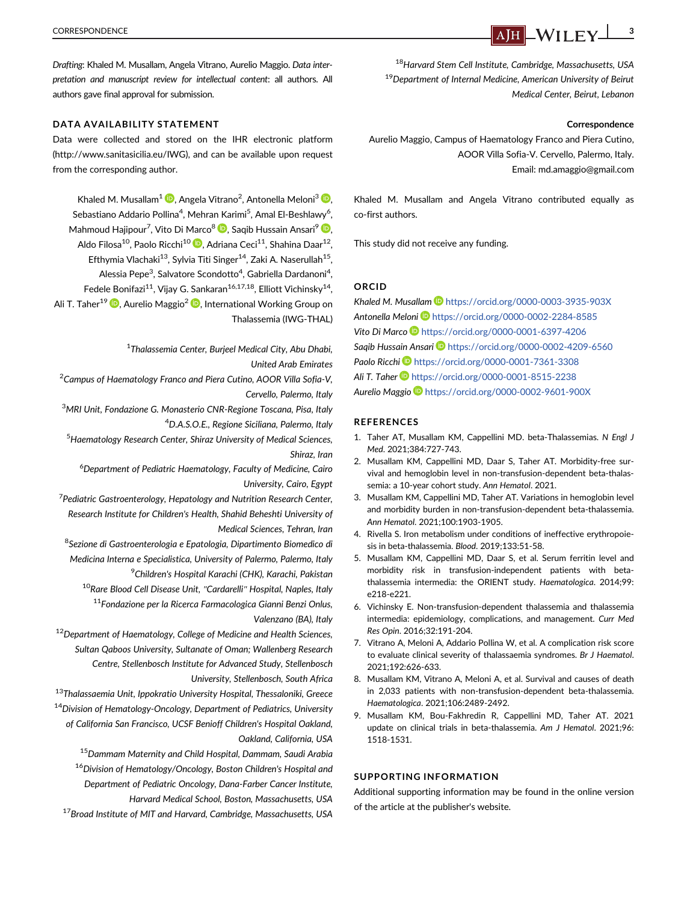*Drafting*: Khaled M. Musallam, Angela Vitrano, Aurelio Maggio. *Data interpretation and manuscript review for intellectual content*: all authors. All authors gave final approval for submission.

## DATA AVAILABILITY STATEMENT

Data were collected and stored on the IHR electronic platform (http://www.sanitasicilia.eu/IWG), and can be available upon request from the corresponding author.

Khaled M. Musallam[1], Angela Vitrano[2], Antonella Meloni[3], Sebastiano Addario Pollina[4], Mehran Karimi[5], Amal El-Beshlawy[6], Mahmoud Hajipour[7], Vito Di Marco[8], Saqib Hussain Ansari[9], Aldo Filosa[10], Paolo Ricchi[10], Adriana Ceci[11], Shahina Daar[12], Efthymia Vlachaki[13], Sylvia Titi Singer[14], Zaki A. Naserullah[15], Alessia Pepe[3], Salvatore Scondotto[4], Gabriella Dardanoni[4], Fedele Bonifazi[11], Vijay G. Sankaran[16,17,18], Elliott Vichinsky[14], Ali T. Taher[19], Aurelio Maggio[2], International Working Group on Thalassemia (IWG-THAL)

[1]*Thalassemia Center, Burjeel Medical City, Abu Dhabi, United Arab Emirates*
[2]*Campus of Haematology Franco and Piera Cutino, AOOR Villa Sofia-V, Cervello, Palermo, Italy*
[3]*MRI Unit, Fondazione G. Monasterio CNR-Regione Toscana, Pisa, Italy*
[4]*D.A.S.O.E., Regione Siciliana, Palermo, Italy*
[5]*Haematology Research Center, Shiraz University of Medical Sciences, Shiraz, Iran*
[6]*Department of Pediatric Haematology, Faculty of Medicine, Cairo University, Cairo, Egypt*
[7]*Pediatric Gastroenterology, Hepatology and Nutrition Research Center, Research Institute for Children's Health, Shahid Beheshti University of Medical Sciences, Tehran, Iran*
[8]*Sezione di Gastroenterologia e Epatologia, Dipartimento Biomedico di Medicina Interna e Specialistica, University of Palermo, Palermo, Italy*
[9]*Children's Hospital Karachi (CHK), Karachi, Pakistan*
[10]*Rare Blood Cell Disease Unit, "Cardarelli" Hospital, Naples, Italy*
[11]*Fondazione per la Ricerca Farmacologica Gianni Benzi Onlus, Valenzano (BA), Italy*
[12]*Department of Haematology, College of Medicine and Health Sciences, Sultan Qaboos University, Sultanate of Oman; Wallenberg Research Centre, Stellenbosch Institute for Advanced Study, Stellenbosch University, Stellenbosch, South Africa*
[13]*Thalassaemia Unit, Ippokratio University Hospital, Thessaloniki, Greece*
[14]*Division of Hematology-Oncology, Department of Pediatrics, University of California San Francisco, UCSF Benioff Children's Hospital Oakland, Oakland, California, USA*
[15]*Dammam Maternity and Child Hospital, Dammam, Saudi Arabia*
[16]*Division of Hematology/Oncology, Boston Children's Hospital and Department of Pediatric Oncology, Dana-Farber Cancer Institute, Harvard Medical School, Boston, Massachusetts, USA*
[17]*Broad Institute of MIT and Harvard, Cambridge, Massachusetts, USA*
[18]*Harvard Stem Cell Institute, Cambridge, Massachusetts, USA*
[19]*Department of Internal Medicine, American University of Beirut Medical Center, Beirut, Lebanon*

**Correspondence**
Aurelio Maggio, Campus of Haematology Franco and Piera Cutino, AOOR Villa Sofia-V. Cervello, Palermo, Italy.
Email: md.amaggio@gmail.com

Khaled M. Musallam and Angela Vitrano contributed equally as co-first authors.

This study did not receive any funding.

## ORCID

*Khaled M. Musallam* https://orcid.org/0000-0003-3935-903X
*Antonella Meloni* https://orcid.org/0000-0002-2284-8585
*Vito Di Marco* https://orcid.org/0000-0001-6397-4206
*Saqib Hussain Ansari* https://orcid.org/0000-0002-4209-6560
*Paolo Ricchi* https://orcid.org/0000-0001-7361-3308
*Ali T. Taher* https://orcid.org/0000-0001-8515-2238
*Aurelio Maggio* https://orcid.org/0000-0002-9601-900X

## REFERENCES

1. Taher AT, Musallam KM, Cappellini MD. beta-Thalassemias. *N Engl J Med*. 2021;384:727-743.
2. Musallam KM, Cappellini MD, Daar S, Taher AT. Morbidity-free survival and hemoglobin level in non-transfusion-dependent beta-thalassemia: a 10-year cohort study. *Ann Hematol*. 2021.
3. Musallam KM, Cappellini MD, Taher AT. Variations in hemoglobin level and morbidity burden in non-transfusion-dependent beta-thalassemia. *Ann Hematol*. 2021;100:1903-1905.
4. Rivella S. Iron metabolism under conditions of ineffective erythropoiesis in beta-thalassemia. *Blood*. 2019;133:51-58.
5. Musallam KM, Cappellini MD, Daar S, et al. Serum ferritin level and morbidity risk in transfusion-independent patients with beta-thalassemia intermedia: the ORIENT study. *Haematologica*. 2014;99:e218-e221.
6. Vichinsky E. Non-transfusion-dependent thalassemia and thalassemia intermedia: epidemiology, complications, and management. *Curr Med Res Opin*. 2016;32:191-204.
7. Vitrano A, Meloni A, Addario Pollina W, et al. A complication risk score to evaluate clinical severity of thalassaemia syndromes. *Br J Haematol*. 2021;192:626-633.
8. Musallam KM, Vitrano A, Meloni A, et al. Survival and causes of death in 2,033 patients with non-transfusion-dependent beta-thalassemia. *Haematologica*. 2021;106:2489-2492.
9. Musallam KM, Bou-Fakhredin R, Cappellini MD, Taher AT. 2021 update on clinical trials in beta-thalassemia. *Am J Hematol*. 2021;96:1518-1531.

## SUPPORTING INFORMATION

Additional supporting information may be found in the online version of the article at the publisher's website.